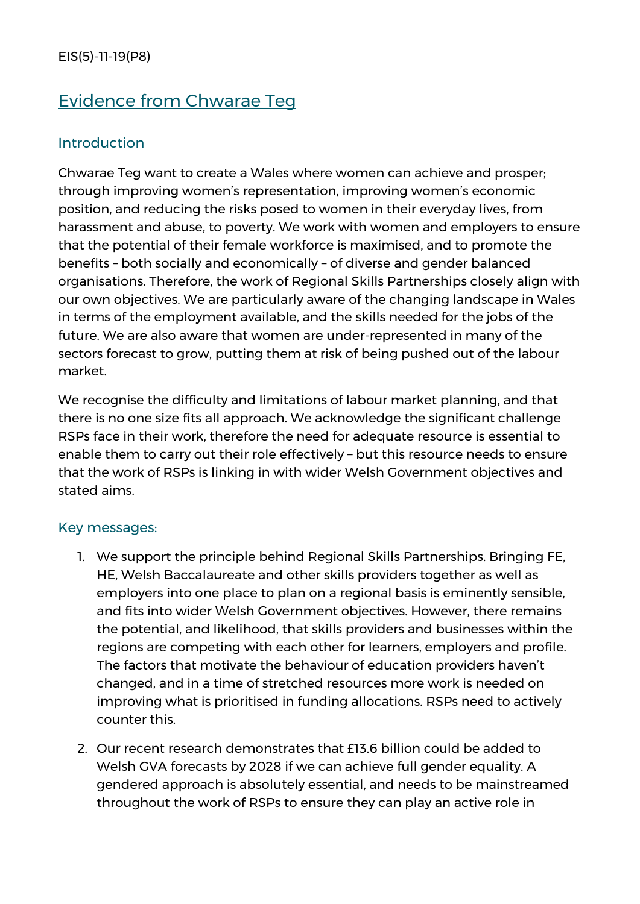EIS(5)-11-19(P8)

# Evidence from Chwarae Teg

## Introduction

Chwarae Teg want to create a Wales where women can achieve and prosper; through improving women's representation, improving women's economic position, and reducing the risks posed to women in their everyday lives, from harassment and abuse, to poverty. We work with women and employers to ensure that the potential of their female workforce is maximised, and to promote the benefits – both socially and economically – of diverse and gender balanced organisations. Therefore, the work of Regional Skills Partnerships closely align with our own objectives. We are particularly aware of the changing landscape in Wales in terms of the employment available, and the skills needed for the jobs of the future. We are also aware that women are under-represented in many of the sectors forecast to grow, putting them at risk of being pushed out of the labour market.

We recognise the difficulty and limitations of labour market planning, and that there is no one size fits all approach. We acknowledge the significant challenge RSPs face in their work, therefore the need for adequate resource is essential to enable them to carry out their role effectively – but this resource needs to ensure that the work of RSPs is linking in with wider Welsh Government objectives and stated aims.

## Key messages:

1. We support the principle behind Regional Skills Partnerships. Bringing FE, HE, Welsh Baccalaureate and other skills providers together as well as employers into one place to plan on a regional basis is eminently sensible, and fits into wider Welsh Government objectives. However, there remains the potential, and likelihood, that skills providers and businesses within the regions are competing with each other for learners, employers and profile. The factors that motivate the behaviour of education providers haven't changed, and in a time of stretched resources more work is needed on improving what is prioritised in funding allocations. RSPs need to actively counter this.

2. Our recent research demonstrates that £13.6 billion could be added to Welsh GVA forecasts by 2028 if we can achieve full gender equality. A gendered approach is absolutely essential, and needs to be mainstreamed throughout the work of RSPs to ensure they can play an active role in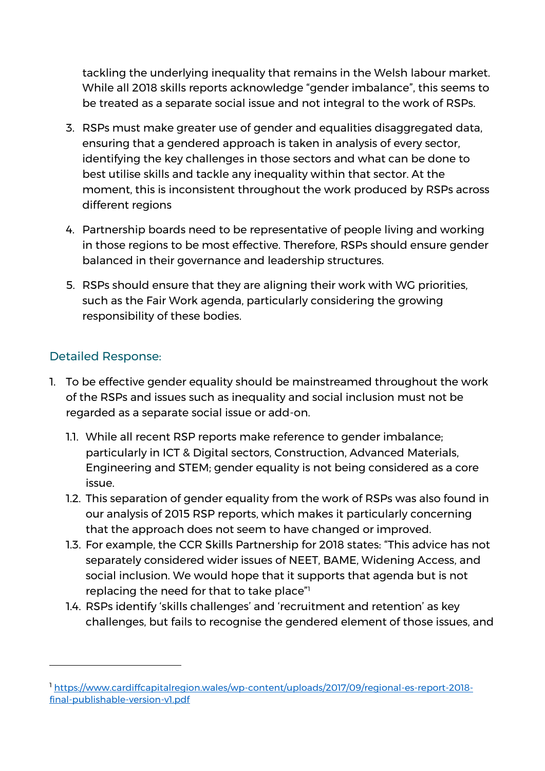tackling the underlying inequality that remains in the Welsh labour market. While all 2018 skills reports acknowledge "gender imbalance", this seems to be treated as a separate social issue and not integral to the work of RSPs.

3. RSPs must make greater use of gender and equalities disaggregated data, ensuring that a gendered approach is taken in analysis of every sector, identifying the key challenges in those sectors and what can be done to best utilise skills and tackle any inequality within that sector. At the moment, this is inconsistent throughout the work produced by RSPs across different regions

4. Partnership boards need to be representative of people living and working in those regions to be most effective. Therefore, RSPs should ensure gender balanced in their governance and leadership structures.

5. RSPs should ensure that they are aligning their work with WG priorities, such as the Fair Work agenda, particularly considering the growing responsibility of these bodies.

## Detailed Response:

1. To be effective gender equality should be mainstreamed throughout the work of the RSPs and issues such as inequality and social inclusion must not be regarded as a separate social issue or add-on.
   - 1.1. While all recent RSP reports make reference to gender imbalance; particularly in ICT & Digital sectors, Construction, Advanced Materials, Engineering and STEM; gender equality is not being considered as a core issue.
   - 1.2. This separation of gender equality from the work of RSPs was also found in our analysis of 2015 RSP reports, which makes it particularly concerning that the approach does not seem to have changed or improved.
   - 1.3. For example, the CCR Skills Partnership for 2018 states: "This advice has not separately considered wider issues of NEET, BAME, Widening Access, and social inclusion. We would hope that it supports that agenda but is not replacing the need for that to take place"[1]
   - 1.4. RSPs identify 'skills challenges' and 'recruitment and retention' as key challenges, but fails to recognise the gendered element of those issues, and

[1] https://www.cardiffcapitalregion.wales/wp-content/uploads/2017/09/regional-es-report-2018-final-publishable-version-v1.pdf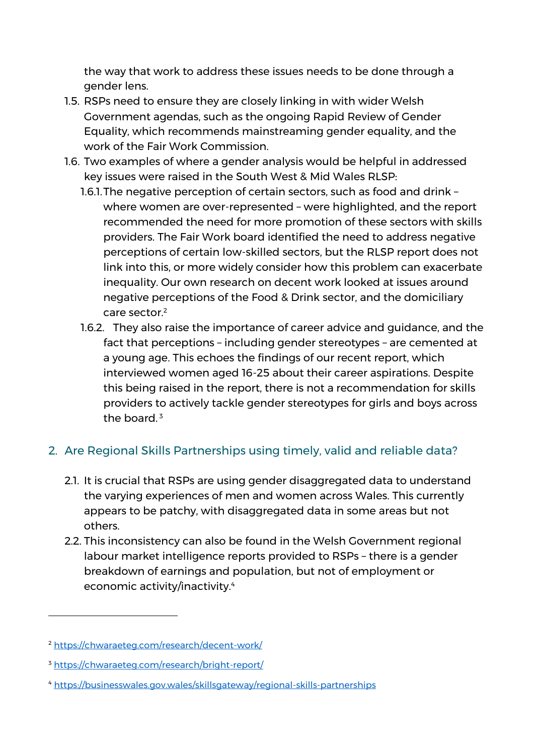the way that work to address these issues needs to be done through a gender lens.

1.5. RSPs need to ensure they are closely linking in with wider Welsh Government agendas, such as the ongoing Rapid Review of Gender Equality, which recommends mainstreaming gender equality, and the work of the Fair Work Commission.

1.6. Two examples of where a gender analysis would be helpful in addressed key issues were raised in the South West & Mid Wales RLSP:

   1.6.1. The negative perception of certain sectors, such as food and drink – where women are over-represented – were highlighted, and the report recommended the need for more promotion of these sectors with skills providers. The Fair Work board identified the need to address negative perceptions of certain low-skilled sectors, but the RLSP report does not link into this, or more widely consider how this problem can exacerbate inequality. Our own research on decent work looked at issues around negative perceptions of the Food & Drink sector, and the domiciliary care sector.[2]

   1.6.2. They also raise the importance of career advice and guidance, and the fact that perceptions – including gender stereotypes – are cemented at a young age. This echoes the findings of our recent report, which interviewed women aged 16-25 about their career aspirations. Despite this being raised in the report, there is not a recommendation for skills providers to actively tackle gender stereotypes for girls and boys across the board.[3]

## 2. Are Regional Skills Partnerships using timely, valid and reliable data?

2.1. It is crucial that RSPs are using gender disaggregated data to understand the varying experiences of men and women across Wales. This currently appears to be patchy, with disaggregated data in some areas but not others.

2.2. This inconsistency can also be found in the Welsh Government regional labour market intelligence reports provided to RSPs – there is a gender breakdown of earnings and population, but not of employment or economic activity/inactivity.[4]

---

[2] https://chwaraeteg.com/research/decent-work/

[3] https://chwaraeteg.com/research/bright-report/

[4] https://businesswales.gov.wales/skillsgateway/regional-skills-partnerships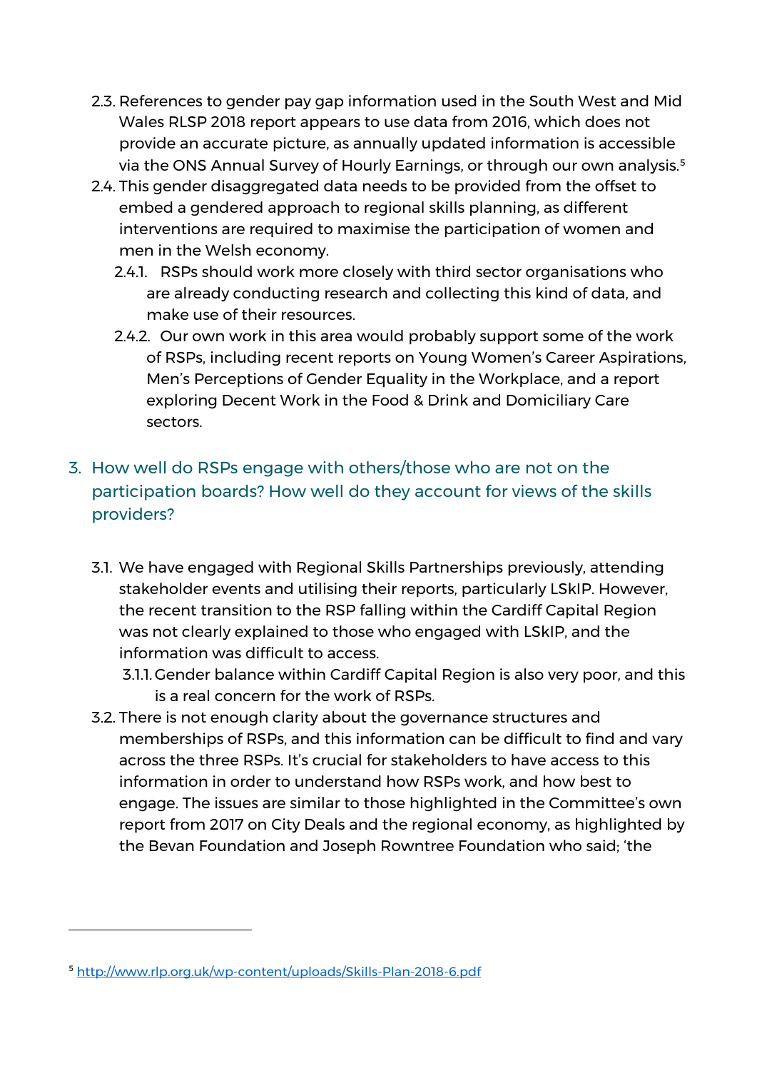2.3. References to gender pay gap information used in the South West and Mid Wales RLSP 2018 report appears to use data from 2016, which does not provide an accurate picture, as annually updated information is accessible via the ONS Annual Survey of Hourly Earnings, or through our own analysis.[5]

2.4. This gender disaggregated data needs to be provided from the offset to embed a gendered approach to regional skills planning, as different interventions are required to maximise the participation of women and men in the Welsh economy.

  2.4.1. RSPs should work more closely with third sector organisations who are already conducting research and collecting this kind of data, and make use of their resources.

  2.4.2. Our own work in this area would probably support some of the work of RSPs, including recent reports on Young Women's Career Aspirations, Men's Perceptions of Gender Equality in the Workplace, and a report exploring Decent Work in the Food & Drink and Domiciliary Care sectors.

## 3. How well do RSPs engage with others/those who are not on the participation boards? How well do they account for views of the skills providers?

3.1. We have engaged with Regional Skills Partnerships previously, attending stakeholder events and utilising their reports, particularly LSkIP. However, the recent transition to the RSP falling within the Cardiff Capital Region was not clearly explained to those who engaged with LSkIP, and the information was difficult to access.

  3.1.1. Gender balance within Cardiff Capital Region is also very poor, and this is a real concern for the work of RSPs.

3.2. There is not enough clarity about the governance structures and memberships of RSPs, and this information can be difficult to find and vary across the three RSPs. It's crucial for stakeholders to have access to this information in order to understand how RSPs work, and how best to engage. The issues are similar to those highlighted in the Committee's own report from 2017 on City Deals and the regional economy, as highlighted by the Bevan Foundation and Joseph Rowntree Foundation who said; 'the

---

[5] http://www.rlp.org.uk/wp-content/uploads/Skills-Plan-2018-6.pdf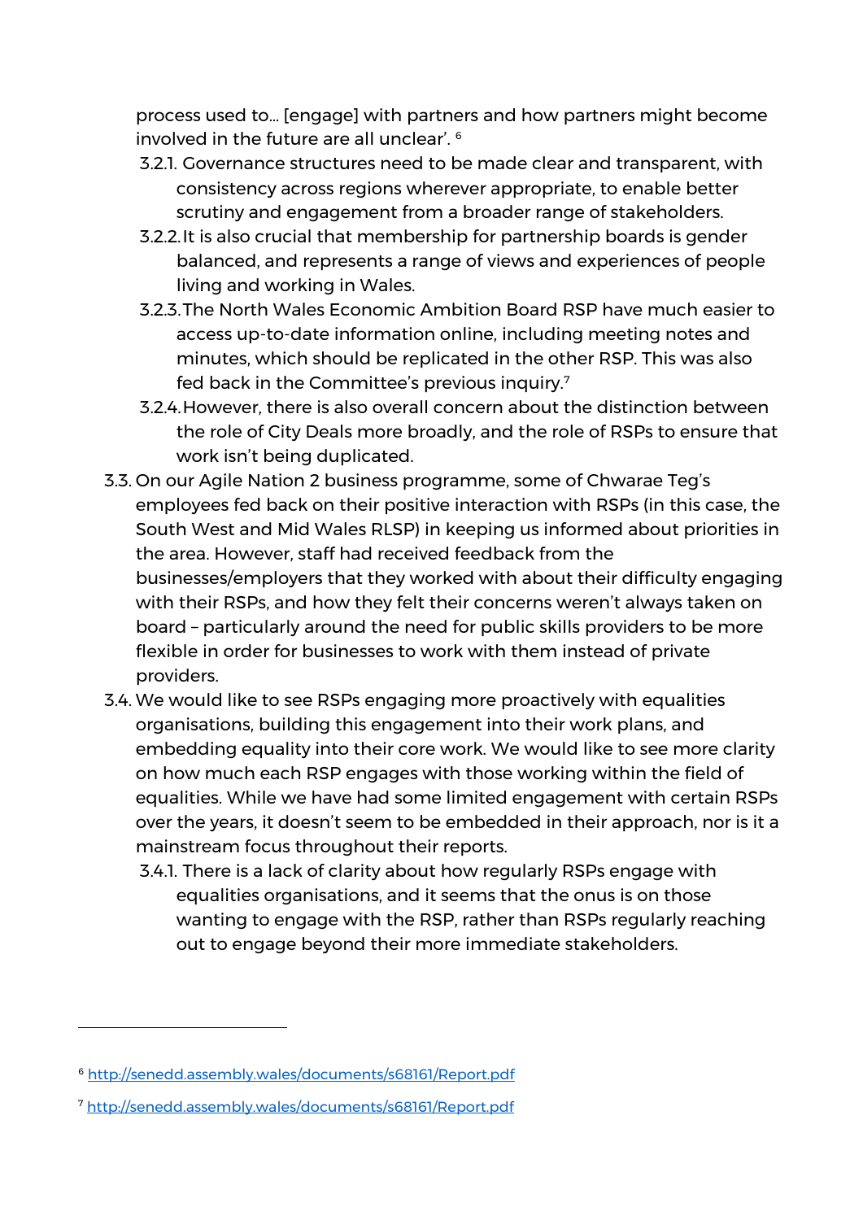process used to… [engage] with partners and how partners might become involved in the future are all unclear'. [6]

- 3.2.1. Governance structures need to be made clear and transparent, with consistency across regions wherever appropriate, to enable better scrutiny and engagement from a broader range of stakeholders.
- 3.2.2. It is also crucial that membership for partnership boards is gender balanced, and represents a range of views and experiences of people living and working in Wales.
- 3.2.3. The North Wales Economic Ambition Board RSP have much easier to access up-to-date information online, including meeting notes and minutes, which should be replicated in the other RSP. This was also fed back in the Committee's previous inquiry.[7]
- 3.2.4. However, there is also overall concern about the distinction between the role of City Deals more broadly, and the role of RSPs to ensure that work isn't being duplicated.

3.3. On our Agile Nation 2 business programme, some of Chwarae Teg's employees fed back on their positive interaction with RSPs (in this case, the South West and Mid Wales RLSP) in keeping us informed about priorities in the area. However, staff had received feedback from the businesses/employers that they worked with about their difficulty engaging with their RSPs, and how they felt their concerns weren't always taken on board – particularly around the need for public skills providers to be more flexible in order for businesses to work with them instead of private providers.

3.4. We would like to see RSPs engaging more proactively with equalities organisations, building this engagement into their work plans, and embedding equality into their core work. We would like to see more clarity on how much each RSP engages with those working within the field of equalities. While we have had some limited engagement with certain RSPs over the years, it doesn't seem to be embedded in their approach, nor is it a mainstream focus throughout their reports.

- 3.4.1. There is a lack of clarity about how regularly RSPs engage with equalities organisations, and it seems that the onus is on those wanting to engage with the RSP, rather than RSPs regularly reaching out to engage beyond their more immediate stakeholders.

---

[6] http://senedd.assembly.wales/documents/s68161/Report.pdf

[7] http://senedd.assembly.wales/documents/s68161/Report.pdf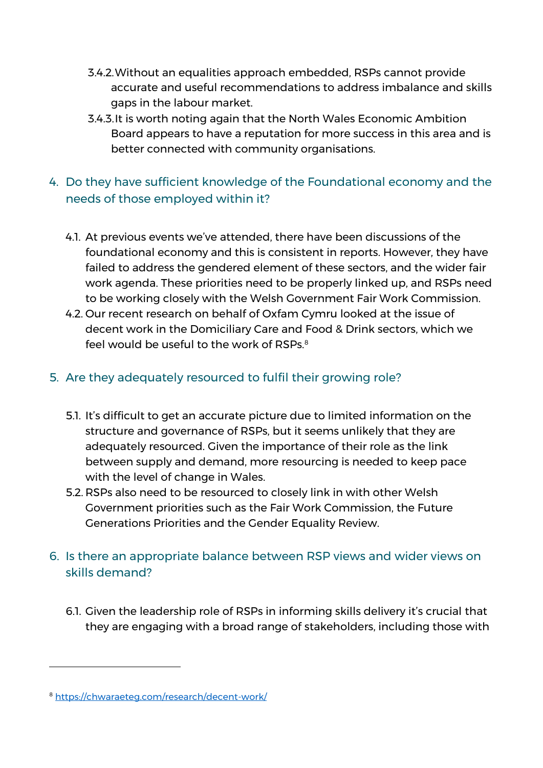3.4.2. Without an equalities approach embedded, RSPs cannot provide accurate and useful recommendations to address imbalance and skills gaps in the labour market.

3.4.3. It is worth noting again that the North Wales Economic Ambition Board appears to have a reputation for more success in this area and is better connected with community organisations.

## 4. Do they have sufficient knowledge of the Foundational economy and the needs of those employed within it?

4.1. At previous events we've attended, there have been discussions of the foundational economy and this is consistent in reports. However, they have failed to address the gendered element of these sectors, and the wider fair work agenda. These priorities need to be properly linked up, and RSPs need to be working closely with the Welsh Government Fair Work Commission.

4.2. Our recent research on behalf of Oxfam Cymru looked at the issue of decent work in the Domiciliary Care and Food & Drink sectors, which we feel would be useful to the work of RSPs.[8]

## 5. Are they adequately resourced to fulfil their growing role?

5.1. It's difficult to get an accurate picture due to limited information on the structure and governance of RSPs, but it seems unlikely that they are adequately resourced. Given the importance of their role as the link between supply and demand, more resourcing is needed to keep pace with the level of change in Wales.

5.2. RSPs also need to be resourced to closely link in with other Welsh Government priorities such as the Fair Work Commission, the Future Generations Priorities and the Gender Equality Review.

## 6. Is there an appropriate balance between RSP views and wider views on skills demand?

6.1. Given the leadership role of RSPs in informing skills delivery it's crucial that they are engaging with a broad range of stakeholders, including those with

---

[8] https://chwaraeteg.com/research/decent-work/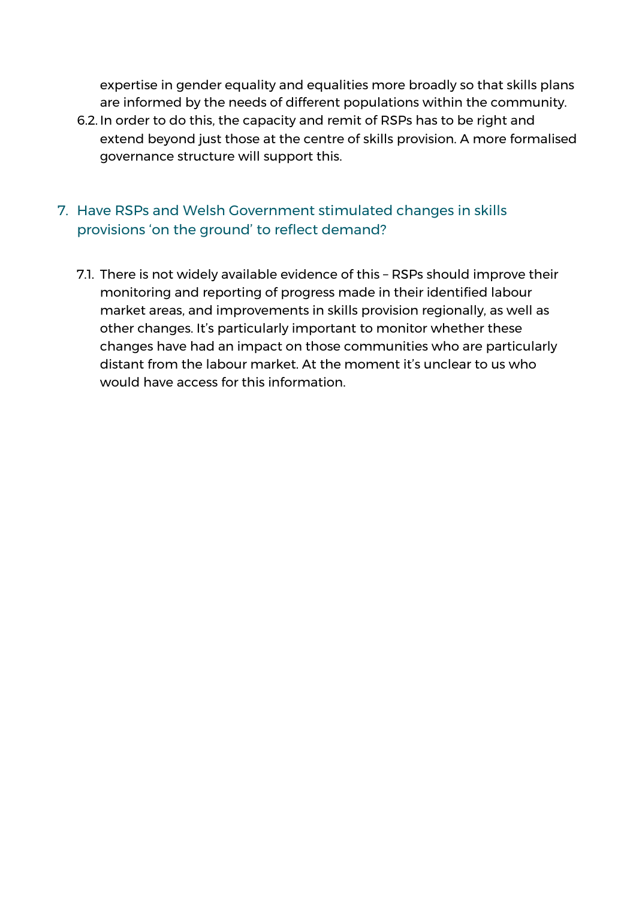expertise in gender equality and equalities more broadly so that skills plans are informed by the needs of different populations within the community.

6.2. In order to do this, the capacity and remit of RSPs has to be right and extend beyond just those at the centre of skills provision. A more formalised governance structure will support this.

## 7. Have RSPs and Welsh Government stimulated changes in skills provisions 'on the ground' to reflect demand?

7.1. There is not widely available evidence of this – RSPs should improve their monitoring and reporting of progress made in their identified labour market areas, and improvements in skills provision regionally, as well as other changes. It's particularly important to monitor whether these changes have had an impact on those communities who are particularly distant from the labour market. At the moment it's unclear to us who would have access for this information.